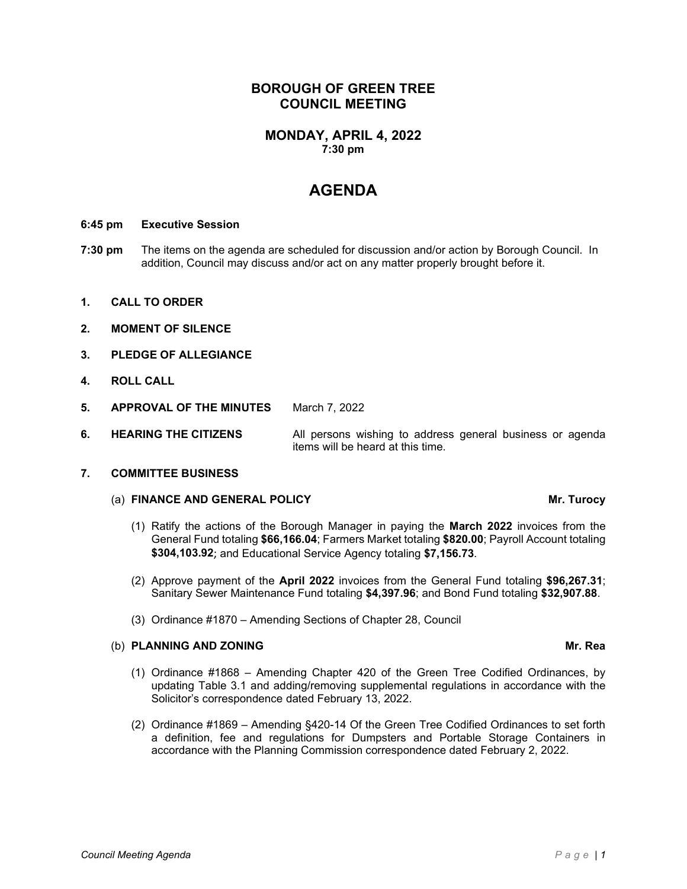# BOROUGH OF GREEN TREE
# COUNCIL MEETING

## MONDAY, APRIL 4, 2022
**7:30 pm**

# AGENDA

**6:45 pm** **Executive Session**

**7:30 pm** The items on the agenda are scheduled for discussion and/or action by Borough Council. In addition, Council may discuss and/or act on any matter properly brought before it.

1. **CALL TO ORDER**

2. **MOMENT OF SILENCE**

3. **PLEDGE OF ALLEGIANCE**

4. **ROLL CALL**

5. **APPROVAL OF THE MINUTES** March 7, 2022

6. **HEARING THE CITIZENS** All persons wishing to address general business or agenda items will be heard at this time.

7. **COMMITTEE BUSINESS**

   (a) **FINANCE AND GENERAL POLICY** **Mr. Turocy**

   (1) Ratify the actions of the Borough Manager in paying the **March 2022** invoices from the General Fund totaling **$66,166.04**; Farmers Market totaling **$820.00**; Payroll Account totaling **$304,103.92**; and Educational Service Agency totaling **$7,156.73**.

   (2) Approve payment of the **April 2022** invoices from the General Fund totaling **$96,267.31**; Sanitary Sewer Maintenance Fund totaling **$4,397.96**; and Bond Fund totaling **$32,907.88**.

   (3) Ordinance #1870 – Amending Sections of Chapter 28, Council

   (b) **PLANNING AND ZONING** **Mr. Rea**

   (1) Ordinance #1868 – Amending Chapter 420 of the Green Tree Codified Ordinances, by updating Table 3.1 and adding/removing supplemental regulations in accordance with the Solicitor's correspondence dated February 13, 2022.

   (2) Ordinance #1869 – Amending §420-14 Of the Green Tree Codified Ordinances to set forth a definition, fee and regulations for Dumpsters and Portable Storage Containers in accordance with the Planning Commission correspondence dated February 2, 2022.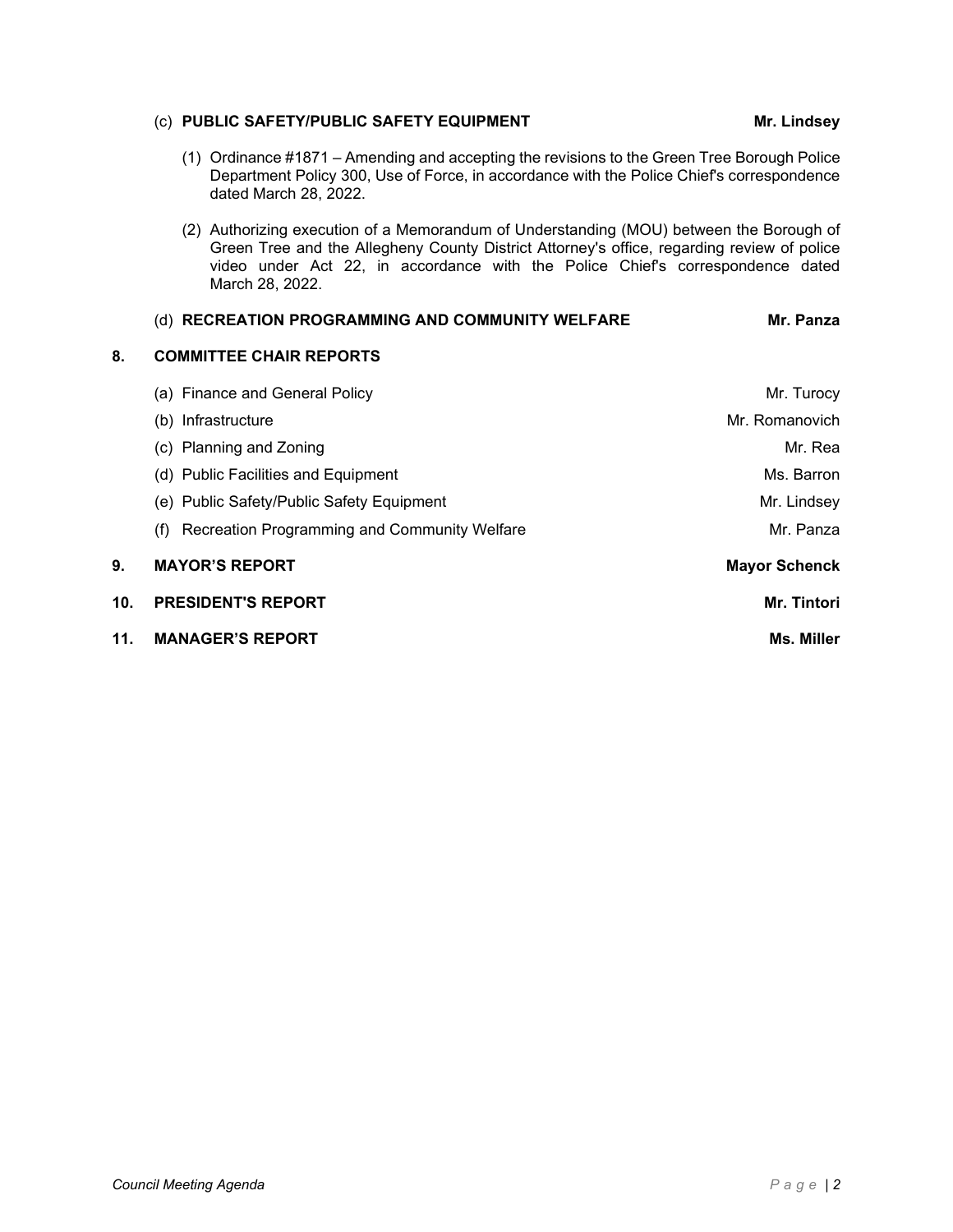(c) **PUBLIC SAFETY/PUBLIC SAFETY EQUIPMENT** **Mr. Lindsey**

(1) Ordinance #1871 – Amending and accepting the revisions to the Green Tree Borough Police Department Policy 300, Use of Force, in accordance with the Police Chief's correspondence dated March 28, 2022.

(2) Authorizing execution of a Memorandum of Understanding (MOU) between the Borough of Green Tree and the Allegheny County District Attorney's office, regarding review of police video under Act 22, in accordance with the Police Chief's correspondence dated March 28, 2022.

(d) **RECREATION PROGRAMMING AND COMMUNITY WELFARE** **Mr. Panza**

**8. COMMITTEE CHAIR REPORTS**

(a) Finance and General Policy — Mr. Turocy

(b) Infrastructure — Mr. Romanovich

(c) Planning and Zoning — Mr. Rea

(d) Public Facilities and Equipment — Ms. Barron

(e) Public Safety/Public Safety Equipment — Mr. Lindsey

(f) Recreation Programming and Community Welfare — Mr. Panza

**9. MAYOR'S REPORT** **Mayor Schenck**

**10. PRESIDENT'S REPORT** **Mr. Tintori**

**11. MANAGER'S REPORT** **Ms. Miller**